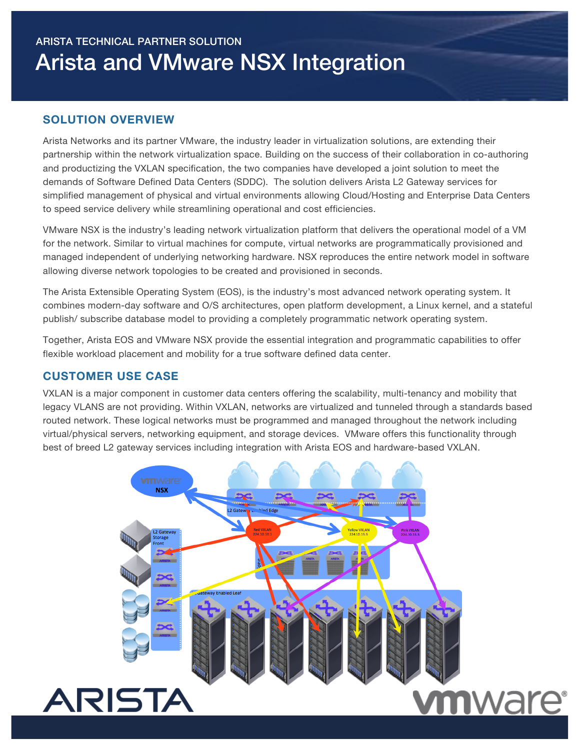ARISTA TECHNICAL PARTNER SOLUTION

# Arista and VMware NSX Integration

## SOLUTION OVERVIEW

Arista Networks and its partner VMware, the industry leader in virtualization solutions, are extending their partnership within the network virtualization space. Building on the success of their collaboration in co-authoring and productizing the VXLAN specification, the two companies have developed a joint solution to meet the demands of Software Defined Data Centers (SDDC). The solution delivers Arista L2 Gateway services for simplified management of physical and virtual environments allowing Cloud/Hosting and Enterprise Data Centers to speed service delivery while streamlining operational and cost efficiencies.

VMware NSX is the industry's leading network virtualization platform that delivers the operational model of a VM for the network. Similar to virtual machines for compute, virtual networks are programmatically provisioned and managed independent of underlying networking hardware. NSX reproduces the entire network model in software allowing diverse network topologies to be created and provisioned in seconds.

The Arista Extensible Operating System (EOS), is the industry's most advanced network operating system. It combines modern-day software and O/S architectures, open platform development, a Linux kernel, and a stateful publish/ subscribe database model to providing a completely programmatic network operating system.

Together, Arista EOS and VMware NSX provide the essential integration and programmatic capabilities to offer flexible workload placement and mobility for a true software defined data center.

## CUSTOMER USE CASE

VXLAN is a major component in customer data centers offering the scalability, multi-tenancy and mobility that legacy VLANS are not providing. Within VXLAN, networks are virtualized and tunneled through a standards based routed network. These logical networks must be programmed and managed throughout the network including virtual/physical servers, networking equipment, and storage devices. VMware offers this functionality through best of breed L2 gateway services including integration with Arista EOS and hardware-based VXLAN.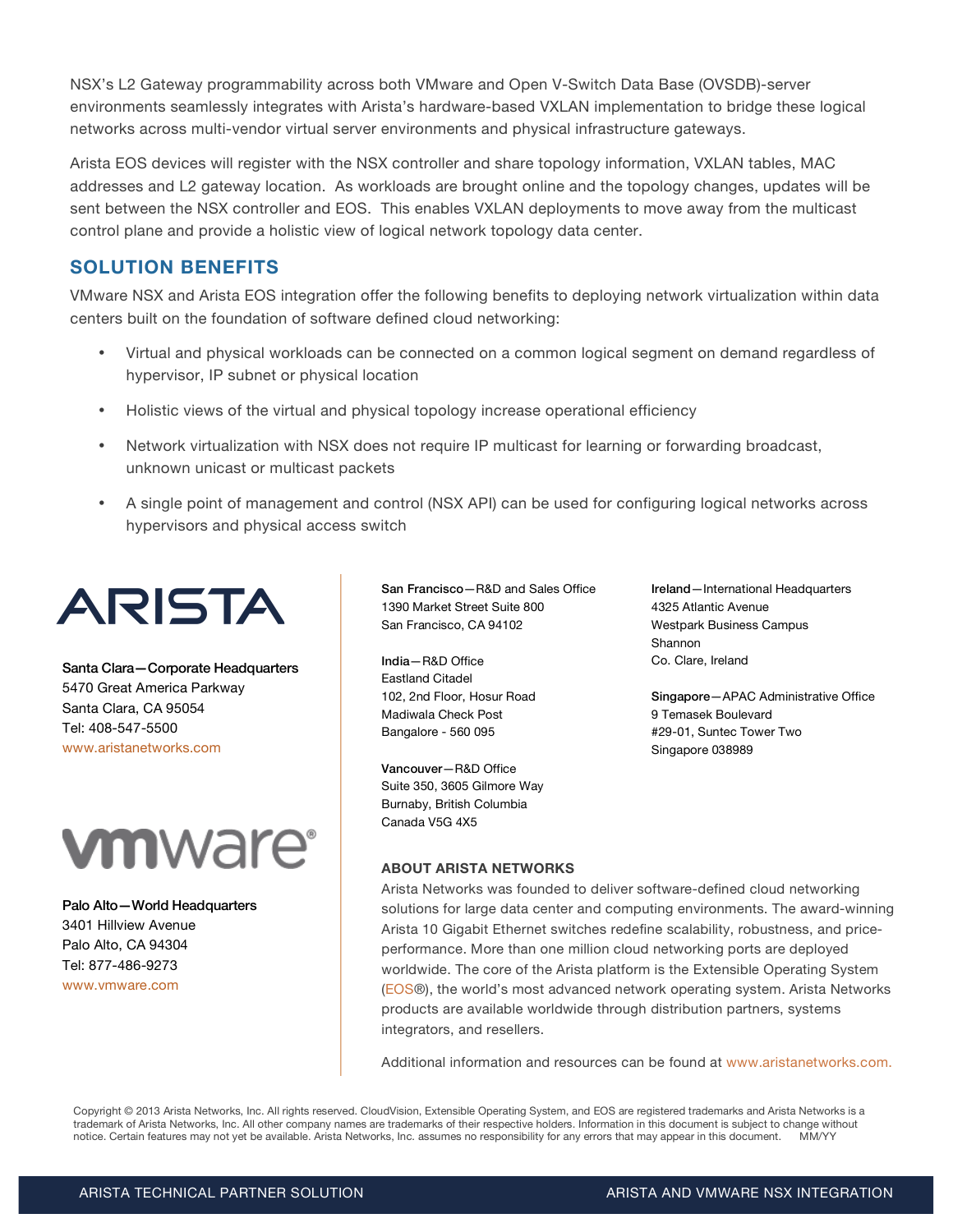NSX's L2 Gateway programmability across both VMware and Open V-Switch Data Base (OVSDB)-server environments seamlessly integrates with Arista's hardware-based VXLAN implementation to bridge these logical networks across multi-vendor virtual server environments and physical infrastructure gateways.

Arista EOS devices will register with the NSX controller and share topology information, VXLAN tables, MAC addresses and L2 gateway location. As workloads are brought online and the topology changes, updates will be sent between the NSX controller and EOS. This enables VXLAN deployments to move away from the multicast control plane and provide a holistic view of logical network topology data center.

## SOLUTION BENEFITS

VMware NSX and Arista EOS integration offer the following benefits to deploying network virtualization within data centers built on the foundation of software defined cloud networking:

- Virtual and physical workloads can be connected on a common logical segment on demand regardless of hypervisor, IP subnet or physical location
- Holistic views of the virtual and physical topology increase operational efficiency
- Network virtualization with NSX does not require IP multicast for learning or forwarding broadcast, unknown unicast or multicast packets
- A single point of management and control (NSX API) can be used for configuring logical networks across hypervisors and physical access switch

ARISTA

**Santa Clara—Corporate Headquarters**
5470 Great America Parkway
Santa Clara, CA 95054
Tel: 408-547-5500
www.aristanetworks.com

vmware®

**Palo Alto—World Headquarters**
3401 Hillview Avenue
Palo Alto, CA 94304
Tel: 877-486-9273
www.vmware.com

**San Francisco**—R&D and Sales Office
1390 Market Street Suite 800
San Francisco, CA 94102

**India**—R&D Office
Eastland Citadel
102, 2nd Floor, Hosur Road
Madiwala Check Post
Bangalore - 560 095

**Vancouver**—R&D Office
Suite 350, 3605 Gilmore Way
Burnaby, British Columbia
Canada V5G 4X5

**Ireland**—International Headquarters
4325 Atlantic Avenue
Westpark Business Campus
Shannon
Co. Clare, Ireland

**Singapore**—APAC Administrative Office
9 Temasek Boulevard
#29-01, Suntec Tower Two
Singapore 038989

### ABOUT ARISTA NETWORKS

Arista Networks was founded to deliver software-defined cloud networking solutions for large data center and computing environments. The award-winning Arista 10 Gigabit Ethernet switches redefine scalability, robustness, and price-performance. More than one million cloud networking ports are deployed worldwide. The core of the Arista platform is the Extensible Operating System (EOS®), the world's most advanced network operating system. Arista Networks products are available worldwide through distribution partners, systems integrators, and resellers.

Additional information and resources can be found at www.aristanetworks.com.

Copyright © 2013 Arista Networks, Inc. All rights reserved. CloudVision, Extensible Operating System, and EOS are registered trademarks and Arista Networks is a trademark of Arista Networks, Inc. All other company names are trademarks of their respective holders. Information in this document is subject to change without notice. Certain features may not yet be available. Arista Networks, Inc. assumes no responsibility for any errors that may appear in this document. MM/YY